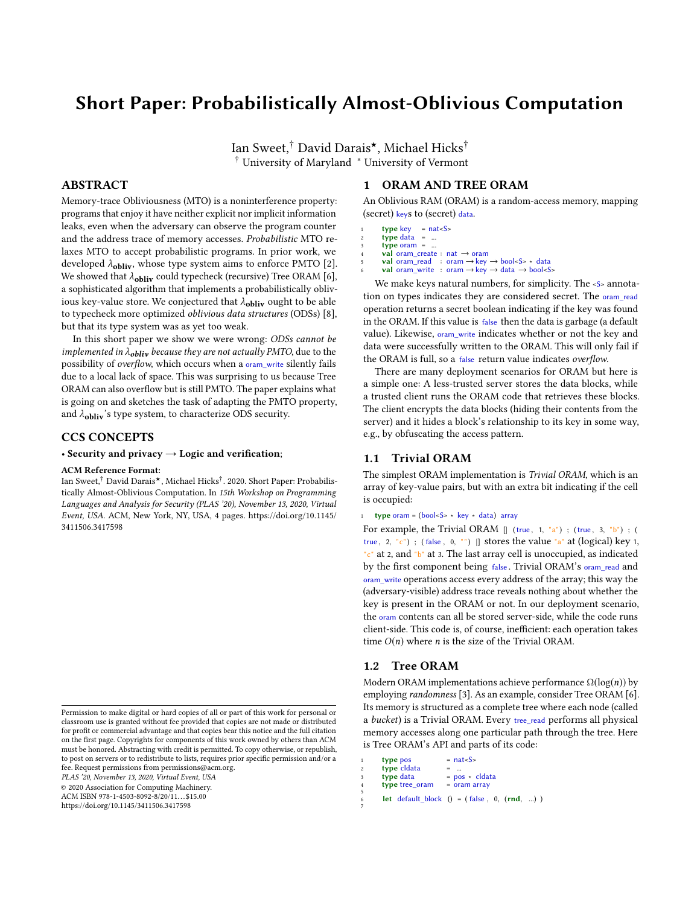# Short Paper: Probabilistically Almost-Oblivious Computation

Ian Sweet,[†] David Darais[⋆], Michael Hicks[†]
[†] University of Maryland [*] University of Vermont

## ABSTRACT

Memory-trace Obliviousness (MTO) is a noninterference property: programs that enjoy it have neither explicit nor implicit information leaks, even when the adversary can observe the program counter and the address trace of memory accesses. *Probabilistic* MTO relaxes MTO to accept probabilistic programs. In prior work, we developed $\lambda_{\mathbf{obliv}}$, whose type system aims to enforce PMTO [2]. We showed that $\lambda_{\mathbf{obliv}}$ could typecheck (recursive) Tree ORAM [6], a sophisticated algorithm that implements a probabilistically oblivious key-value store. We conjectured that $\lambda_{\mathbf{obliv}}$ ought to be able to typecheck more optimized *oblivious data structures* (ODSs) [8], but that its type system was as yet too weak.

In this short paper we show we were wrong: *ODSs cannot be implemented in $\lambda_{\mathbf{obliv}}$ because they are not actually PMTO,* due to the possibility of *overflow*, which occurs when a oram_write silently fails due to a local lack of space. This was surprising to us because Tree ORAM can also overflow but is still PMTO. The paper explains what is going on and sketches the task of adapting the PMTO property, and $\lambda_{\mathbf{obliv}}$'s type system, to characterize ODS security.

## CCS CONCEPTS

• **Security and privacy → Logic and verification**;

**ACM Reference Format:**
Ian Sweet,[†] David Darais[⋆], Michael Hicks[†]. 2020. Short Paper: Probabilistically Almost-Oblivious Computation. In *15th Workshop on Programming Languages and Analysis for Security (PLAS '20), November 13, 2020, Virtual Event, USA.* ACM, New York, NY, USA, 4 pages. https://doi.org/10.1145/3411506.3417598

Permission to make digital or hard copies of all or part of this work for personal or classroom use is granted without fee provided that copies are not made or distributed for profit or commercial advantage and that copies bear this notice and the full citation on the first page. Copyrights for components of this work owned by others than ACM must be honored. Abstracting with credit is permitted. To copy otherwise, or republish, to post on servers or to redistribute to lists, requires prior specific permission and/or a fee. Request permissions from permissions@acm.org.
PLAS '20, November 13, 2020, Virtual Event, USA
© 2020 Association for Computing Machinery.
ACM ISBN 978-1-4503-8092-8/20/11…$15.00
https://doi.org/10.1145/3411506.3417598

## 1 ORAM AND TREE ORAM

An Oblivious RAM (ORAM) is a random-access memory, mapping (secret) keys to (secret) data.

```
1  type key    = nat<S>
2  type data   = ...
3  type oram   = ...
4  val oram_create : nat → oram
5  val oram_read   : oram → key → bool<S> * data
6  val oram_write  : oram → key → data → bool<S>
```

We make keys natural numbers, for simplicity. The <S> annotation on types indicates they are considered secret. The oram_read operation returns a secret boolean indicating if the key was found in the ORAM. If this value is false then the data is garbage (a default value). Likewise, oram_write indicates whether or not the key and data were successfully written to the ORAM. This will only fail if the ORAM is full, so a false return value indicates *overflow*.

There are many deployment scenarios for ORAM but here is a simple one: A less-trusted server stores the data blocks, while a trusted client runs the ORAM code that retrieves these blocks. The client encrypts the data blocks (hiding their contents from the server) and it hides a block's relationship to its key in some way, e.g., by obfuscating the access pattern.

### 1.1 Trivial ORAM

The simplest ORAM implementation is *Trivial ORAM*, which is an array of key-value pairs, but with an extra bit indicating if the cell is occupied:

```
1  type oram = (bool<S> * key * data) array
```

For example, the Trivial ORAM [| (true, 1, "a") ; (true, 3, "b") ; (true, 2, "c") ; (false, 0, "") |] stores the value "a" at (logical) key 1, "c" at 2, and "b" at 3. The last array cell is unoccupied, as indicated by the first component being false. Trivial ORAM's oram_read and oram_write operations access every address of the array; this way the (adversary-visible) address trace reveals nothing about whether the key is present in the ORAM or not. In our deployment scenario, the oram contents can all be stored server-side, while the code runs client-side. This code is, of course, inefficient: each operation takes time $O(n)$ where $n$ is the size of the Trivial ORAM.

### 1.2 Tree ORAM

Modern ORAM implementations achieve performance $\Omega(\log(n))$ by employing *randomness* [3]. As an example, consider Tree ORAM [6]. Its memory is structured as a complete tree where each node (called a *bucket*) is a Trivial ORAM. Every tree_read performs all physical memory accesses along one particular path through the tree. Here is Tree ORAM's API and parts of its code:

```
1  type pos        = nat<S>
2  type cldata     = ...
3  type data       = pos * cldata
4  type tree_oram  = oram array
5
6  let default_block () = (false, 0, (rnd, ...))
7
```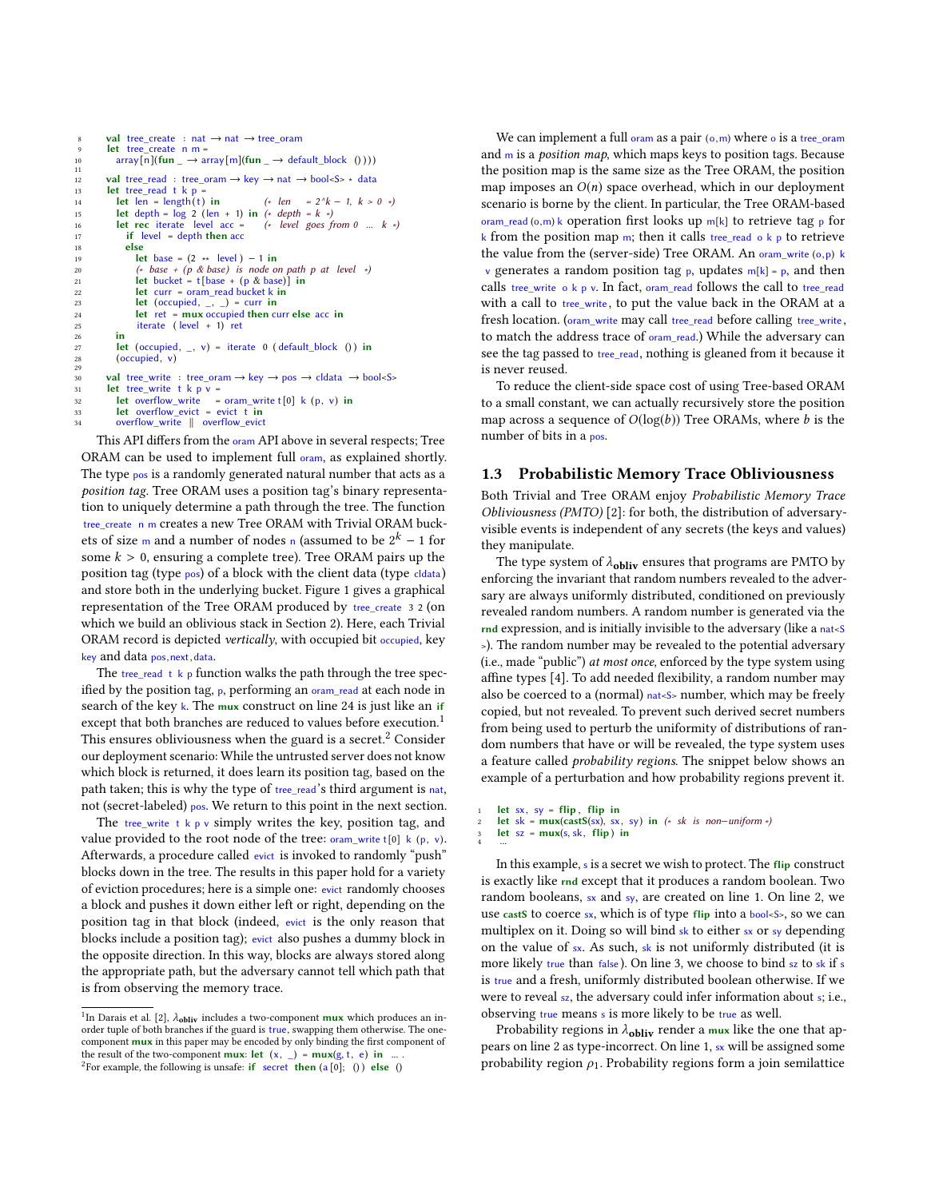```
8   val tree_create : nat → nat → tree_oram
9   let tree_create n m =
10    array[n](fun _ → array[m](fun _ → default_block ()))
11
12  val tree_read : tree_oram → key → nat → bool<S> * data
13  let tree_read t k p =
14    let len = length(t) in           (* len = 2^k − 1, k > 0 *)
15    let depth = log 2 (len + 1) in   (* depth = k *)
16    let rec iterate level acc =      (* level goes from 0 ... k *)
17      if level = depth then acc
18      else
19        let base = (2 ** level) − 1 in
20        (* base + (p & base) is node on path p at level *)
21        let bucket = t[base + (p & base)] in
22        let curr = oram_read bucket k in
23        let (occupied, _, _) = curr in
24        let ret = mux occupied then curr else acc in
25        iterate (level + 1) ret
26    in
27    let (occupied, _, v) = iterate 0 (default_block ()) in
28    (occupied, v)
29
30  val tree_write : tree_oram → key → pos → cldata → bool<S>
31  let tree_write t k p v =
32    let overflow_write = oram_write t[0] k (p, v) in
33    let overflow_evict = evict t in
34    overflow_write || overflow_evict
```

This API differs from the oram API above in several respects; Tree ORAM can be used to implement full oram, as explained shortly. The type pos is a randomly generated natural number that acts as a *position tag*. Tree ORAM uses a position tag's binary representation to uniquely determine a path through the tree. The function tree_create n m creates a new Tree ORAM with Trivial ORAM buckets of size m and a number of nodes n (assumed to be $2^k - 1$ for some $k > 0$, ensuring a complete tree). Tree ORAM pairs up the position tag (type pos) of a block with the client data (type cldata) and store both in the underlying bucket. Figure 1 gives a graphical representation of the Tree ORAM produced by tree_create 3 2 (on which we build an oblivious stack in Section 2). Here, each Trivial ORAM record is depicted *vertically*, with occupied bit occupied, key key and data pos,next,data.

The tree_read t k p function walks the path through the tree specified by the position tag, p, performing an oram_read at each node in search of the key k. The **mux** construct on line 24 is just like an **if** except that both branches are reduced to values before execution.[1] This ensures obliviousness when the guard is a secret.[2] Consider our deployment scenario: While the untrusted server does not know which block is returned, it does learn its position tag, based on the path taken; this is why the type of tree_read's third argument is nat, not (secret-labeled) pos. We return to this point in the next section.

The tree_write t k p v simply writes the key, position tag, and value provided to the root node of the tree: oram_write t[0] k (p, v). Afterwards, a procedure called evict is invoked to randomly "push" blocks down in the tree. The results in this paper hold for a variety of eviction procedures; here is a simple one: evict randomly chooses a block and pushes it down either left or right, depending on the position tag in that block (indeed, evict is the only reason that blocks include a position tag); evict also pushes a dummy block in the opposite direction. In this way, blocks are always stored along the appropriate path, but the adversary cannot tell which path that is from observing the memory trace.

[1] In Darais et al. [2], $\lambda_{\mathbf{obliv}}$ includes a two-component **mux** which produces an in-order tuple of both branches if the guard is true, swapping them otherwise. The one-component **mux** in this paper may be encoded by only binding the first component of the result of the two-component **mux**: let (x, _) = **mux**(g, t, e) in ... .

[2] For example, the following is unsafe: if secret then (a[0]; ()) else ()

We can implement a full oram as a pair (o,m) where o is a tree_oram and m is a *position map*, which maps keys to position tags. Because the position map is the same size as the Tree ORAM, the position map imposes an $O(n)$ space overhead, which in our deployment scenario is borne by the client. In particular, the Tree ORAM-based oram_read (o,m) k operation first looks up m[k] to retrieve tag p for k from the position map m; then it calls tree_read o k p to retrieve the value from the (server-side) Tree ORAM. An oram_write (o,p) k v generates a random position tag p, updates m[k] = p, and then calls tree_write o k p v. In fact, oram_read follows the call to tree_read with a call to tree_write, to put the value back in the ORAM at a fresh location. (oram_write may call tree_read before calling tree_write, to match the address trace of oram_read.) While the adversary can see the tag passed to tree_read, nothing is gleaned from it because it is never reused.

To reduce the client-side space cost of using Tree-based ORAM to a small constant, we can actually recursively store the position map across a sequence of $O(\log(b))$ Tree ORAMs, where $b$ is the number of bits in a pos.

## 1.3 Probabilistic Memory Trace Obliviousness

Both Trivial and Tree ORAM enjoy *Probabilistic Memory Trace Obliviousness (PMTO)* [2]: for both, the distribution of adversary-visible events is independent of any secrets (the keys and values) they manipulate.

The type system of $\lambda_{\mathbf{obliv}}$ ensures that programs are PMTO by enforcing the invariant that random numbers revealed to the adversary are always uniformly distributed, conditioned on previously revealed random numbers. A random number is generated via the **rnd** expression, and is initially invisible to the adversary (like a nat<S>). The random number may be revealed to the potential adversary (i.e., made "public") *at most once*, enforced by the type system using affine types [4]. To add needed flexibility, a random number may also be coerced to a (normal) nat<S> number, which may be freely copied, but not revealed. To prevent such derived secret numbers from being used to perturb the uniformity of distributions of random numbers that have or will be revealed, the type system uses a feature called *probability regions*. The snippet below shows an example of a perturbation and how probability regions prevent it.

```
1  let sx, sy = flip, flip in
2  let sk = mux(castS(sx), sx, sy) in (* sk is non−uniform *)
3  let sz = mux(s, sk, flip) in
4  ...
```

In this example, s is a secret we wish to protect. The **flip** construct is exactly like **rnd** except that it produces a random boolean. Two random booleans, sx and sy, are created on line 1. On line 2, we use **castS** to coerce sx, which is of type **flip** into a bool<S>, so we can multiplex on it. Doing so will bind sk to either sx or sy depending on the value of sx. As such, sk is not uniformly distributed (it is more likely true than false). On line 3, we choose to bind sz to sk if s is true and a fresh, uniformly distributed boolean otherwise. If we were to reveal sz, the adversary could infer information about s; i.e., observing true means s is more likely to be true as well.

Probability regions in $\lambda_{\mathbf{obliv}}$ render a **mux** like the one that appears on line 2 as type-incorrect. On line 1, sx will be assigned some probability region $\rho_1$. Probability regions form a join semilattice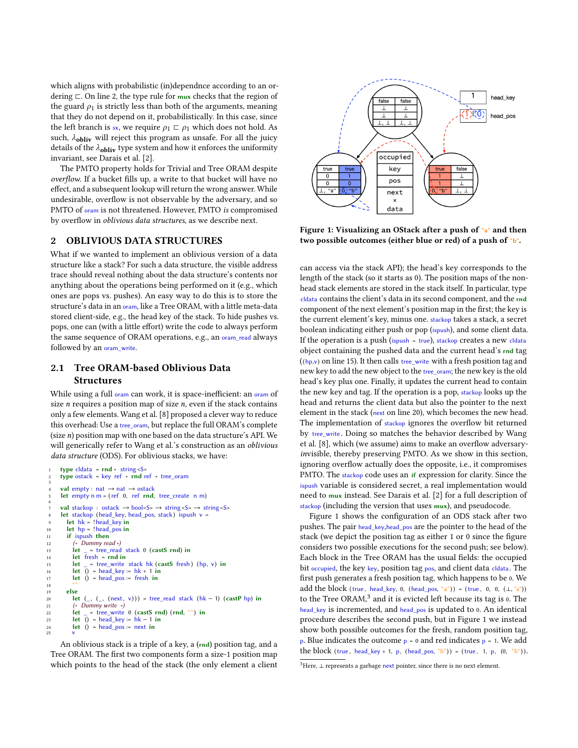which aligns with probabilistic (in)dependnce according to an ordering $\sqsubset$. On line 2, the type rule for **mux** checks that the region of the guard $\rho_1$ is strictly less than both of the arguments, meaning that they do not depend on it, probabilistically. In this case, since the left branch is sx, we require $\rho_1 \sqsubset \rho_1$ which does not hold. As such, $\lambda_{\mathbf{obliv}}$ will reject this program as unsafe. For all the juicy details of the $\lambda_{\mathbf{obliv}}$ type system and how it enforces the uniformity invariant, see Darais et al. [2].

The PMTO property holds for Trivial and Tree ORAM despite *overflow*. If a bucket fills up, a write to that bucket will have no effect, and a subsequent lookup will return the wrong answer. While undesirable, overflow is not observable by the adversary, and so PMTO of oram is not threatened. However, PMTO *is* compromised by overflow in *oblivious data structures*, as we describe next.

## 2 OBLIVIOUS DATA STRUCTURES

What if we wanted to implement an oblivious version of a data structure like a stack? For such a data structure, the visible address trace should reveal nothing about the data structure's contents nor anything about the operations being performed on it (e.g., which ones are pops vs. pushes). An easy way to do this is to store the structure's data in an oram, like a Tree ORAM, with a little meta-data stored client-side, e.g., the head key of the stack. To hide pushes vs. pops, one can (with a little effort) write the code to always perform the same sequence of ORAM operations, e.g., an oram_read always followed by an oram_write.

### 2.1 Tree ORAM-based Oblivious Data Structures

While using a full oram can work, it is space-inefficient: an oram of size $n$ requires a position map of size $n$, even if the stack contains only a few elements. Wang et al. [8] proposed a clever way to reduce this overhead: Use a tree_oram, but replace the full ORAM's complete (size $n$) position map with one based on the data structure's API. We will generically refer to Wang et al.'s construction as an *oblivious data structure* (ODS). For oblivious stacks, we have:

```
1  type cldata = rnd * string<S>
2  type ostack = key ref * rnd ref * tree_oram
3
4  val empty : nat → nat → ostack
5  let empty n m = (ref 0, ref rnd, tree_create n m)
6
7  val stackop : ostack → bool<S> → string<S> → string<S>
8  let stackop (head_key, head_pos, stack) ispush v =
9    let hk = !head_key in
10   let hp = !head_pos in
11   if ispush then
12     (* Dummy read *)
13     let _ = tree_read stack 0 (castS rnd) in
14     let fresh = rnd in
15     let _ = tree_write stack hk (castS fresh) (hp, v) in
16     let () = head_key := hk + 1 in
17     let () = head_pos := fresh in
18     ""
19   else
20     let (_, (_, (next, v))) = tree_read stack (hk − 1) (castP hp) in
21     (* Dummy write *)
22     let _ = tree_write 0 (castS rnd) (rnd, "") in
23     let () = head_key := hk − 1 in
24     let () = head_pos := next in
25     v
```

An oblivious stack is a triple of a key, a (**rnd**) position tag, and a Tree ORAM. The first two components form a size-1 position map which points to the head of the stack (the only element a client can access via the stack API); the head's key corresponds to the length of the stack (so it starts as 0). The position maps of the non-head stack elements are stored in the stack itself. In particular, type cldata contains the client's data in its second component, and the **rnd** component of the next element's position map in the first; the key is the current element's key, minus one. stackop takes a stack, a secret boolean indicating either push or pop (ispush), and some client data. If the operation is a push (ispush = true), stackop creates a new cldata object containing the pushed data and the current head's **rnd** tag ((hp,v) on line 15). It then calls tree_write with a fresh position tag and new key to add the new object to the tree_oram; the new key is the old head's key plus one. Finally, it updates the current head to contain the new key and tag. If the operation is a pop, stackop looks up the head and returns the client data but also the pointer to the next element in the stack (next on line 20), which becomes the new head. The implementation of stackop ignores the overflow bit returned by tree_write. Doing so matches the behavior described by Wang et al. [8], which (we assume) aims to make an overflow adversary-invisible, thereby preserving PMTO. As we show in this section, ignoring overflow actually does the opposite, i.e., it compromises PMTO. The stackop code uses an **if** expression for clarity. Since the ispush variable is considered secret, a real implementation would need to **mux** instead. See Darais et al. [2] for a full description of stackop (including the version that uses **mux**), and pseudocode.

Figure 1: Visualizing an OStack after a push of "a" and then two possible outcomes (either blue or red) of a push of "b".

Figure 1 shows the configuration of an ODS stack after two pushes. The pair head_key,head_pos are the pointer to the head of the stack (we depict the position tag as either 1 or 0 since the figure considers two possible executions for the second push; see below). Each block in the Tree ORAM has the usual fields: the occupied bit occupied, the key key, position tag pos, and client data cldata. The first push generates a fresh position tag, which happens to be 0. We add the block (true, head_key, 0, (head_pos, "a")) = (true, 0, 0, (⊥, "a")) to the Tree ORAM,[3] and it is evicted left because its tag is 0. The head_key is incremented, and head_pos is updated to 0. An identical procedure describes the second push, but in Figure 1 we instead show both possible outcomes for the fresh, random position tag, p. Blue indicates the outcome p = 0 and red indicates p = 1. We add the block (true, head_key + 1, p, (head_pos, "b")) = (true, 1, p, (0, "b")).

[3] Here, ⊥ represents a garbage next pointer, since there is no next element.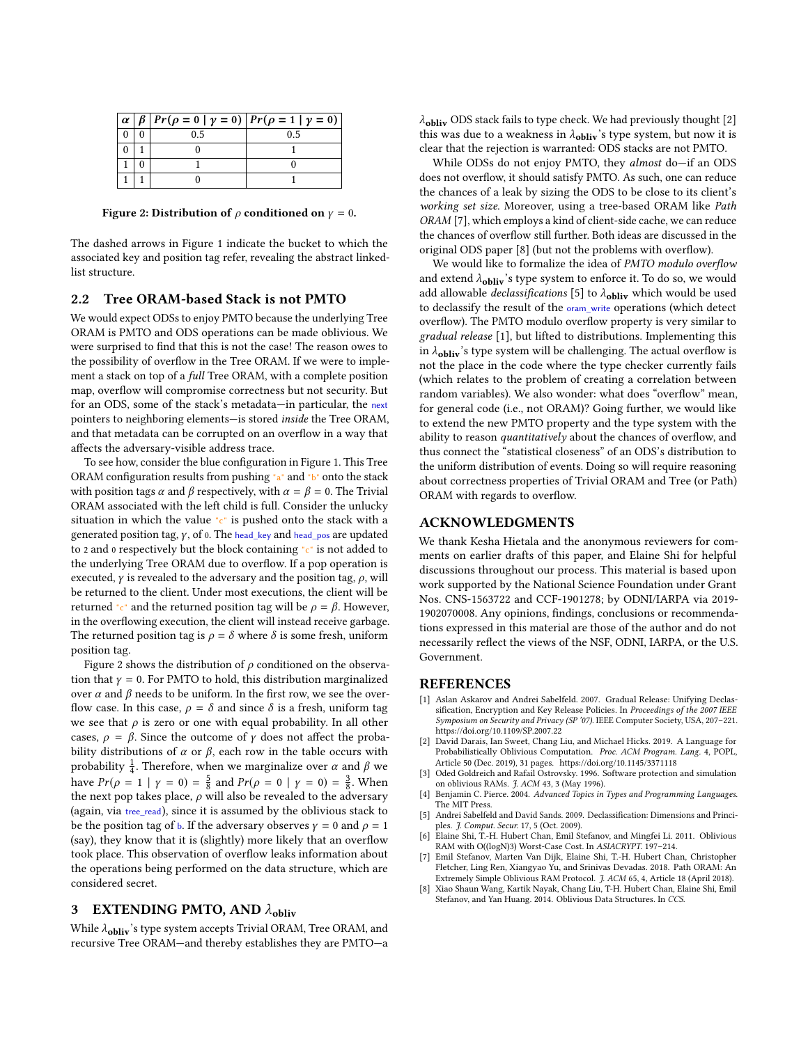| $\alpha$ | $\beta$ | $Pr(\rho = 0 \mid \gamma = 0)$ | $Pr(\rho = 1 \mid \gamma = 0)$ |
|---|---|---|---|
| 0 | 0 | 0.5 | 0.5 |
| 0 | 1 | 0 | 1 |
| 1 | 0 | 1 | 0 |
| 1 | 1 | 0 | 1 |

**Figure 2: Distribution of $\rho$ conditioned on $\gamma = 0$.**

The dashed arrows in Figure 1 indicate the bucket to which the associated key and position tag refer, revealing the abstract linked-list structure.

## 2.2 Tree ORAM-based Stack is not PMTO

We would expect ODSs to enjoy PMTO because the underlying Tree ORAM is PMTO and ODS operations can be made oblivious. We were surprised to find that this is not the case! The reason owes to the possibility of overflow in the Tree ORAM. If we were to implement a stack on top of a *full* Tree ORAM, with a complete position map, overflow will compromise correctness but not security. But for an ODS, some of the stack's metadata—in particular, the `next` pointers to neighboring elements—is stored *inside* the Tree ORAM, and that metadata can be corrupted on an overflow in a way that affects the adversary-visible address trace.

To see how, consider the blue configuration in Figure 1. This Tree ORAM configuration results from pushing `"a"` and `"b"` onto the stack with position tags $\alpha$ and $\beta$ respectively, with $\alpha = \beta = 0$. The Trivial ORAM associated with the left child is full. Consider the unlucky situation in which the value `"c"` is pushed onto the stack with a generated position tag, $\gamma$, of `0`. The `head_key` and `head_pos` are updated to `2` and `0` respectively but the block containing `"c"` is not added to the underlying Tree ORAM due to overflow. If a pop operation is executed, $\gamma$ is revealed to the adversary and the position tag, $\rho$, will be returned to the client. Under most executions, the client will be returned `"c"` and the returned position tag will be $\rho = \beta$. However, in the overflowing execution, the client will instead receive garbage. The returned position tag is $\rho = \delta$ where $\delta$ is some fresh, uniform position tag.

Figure 2 shows the distribution of $\rho$ conditioned on the observation that $\gamma = 0$. For PMTO to hold, this distribution marginalized over $\alpha$ and $\beta$ needs to be uniform. In the first row, we see the overflow case. In this case, $\rho = \delta$ and since $\delta$ is a fresh, uniform tag we see that $\rho$ is zero or one with equal probability. In all other cases, $\rho = \beta$. Since the outcome of $\gamma$ does not affect the probability distributions of $\alpha$ or $\beta$, each row in the table occurs with probability $\frac{1}{4}$. Therefore, when we marginalize over $\alpha$ and $\beta$ we have $Pr(\rho = 1 \mid \gamma = 0) = \frac{5}{8}$ and $Pr(\rho = 0 \mid \gamma = 0) = \frac{3}{8}$. When the next pop takes place, $\rho$ will also be revealed to the adversary (again, via `tree_read`), since it is assumed by the oblivious stack to be the position tag of `b`. If the adversary observes $\gamma = 0$ and $\rho = 1$ (say), they know that it is (slightly) more likely that an overflow took place. This observation of overflow leaks information about the operations being performed on the data structure, which are considered secret.

# 3 EXTENDING PMTO, AND $\lambda_{\text{obliv}}$

While $\lambda_{\text{obliv}}$'s type system accepts Trivial ORAM, Tree ORAM, and recursive Tree ORAM—and thereby establishes they are PMTO—a $\lambda_{\text{obliv}}$ ODS stack fails to type check. We had previously thought [2] this was due to a weakness in $\lambda_{\text{obliv}}$'s type system, but now it is clear that the rejection is warranted: ODS stacks are not PMTO.

While ODSs do not enjoy PMTO, they *almost* do—if an ODS does not overflow, it should satisfy PMTO. As such, one can reduce the chances of a leak by sizing the ODS to be close to its client's *working set size*. Moreover, using a tree-based ORAM like *Path ORAM* [7], which employs a kind of client-side cache, we can reduce the chances of overflow still further. Both ideas are discussed in the original ODS paper [8] (but not the problems with overflow).

We would like to formalize the idea of *PMTO modulo overflow* and extend $\lambda_{\text{obliv}}$'s type system to enforce it. To do so, we would add allowable *declassifications* [5] to $\lambda_{\text{obliv}}$ which would be used to declassify the result of the `oram_write` operations (which detect overflow). The PMTO modulo overflow property is very similar to *gradual release* [1], but lifted to distributions. Implementing this in $\lambda_{\text{obliv}}$'s type system will be challenging. The actual overflow is not the place in the code where the type checker currently fails (which relates to the problem of creating a correlation between random variables). We also wonder: what does "overflow" mean, for general code (i.e., not ORAM)? Going further, we would like to extend the new PMTO property and the type system with the ability to reason *quantitatively* about the chances of overflow, and thus connect the "statistical closeness" of an ODS's distribution to the uniform distribution of events. Doing so will require reasoning about correctness properties of Trivial ORAM and Tree (or Path) ORAM with regards to overflow.

# ACKNOWLEDGMENTS

We thank Kesha Hietala and the anonymous reviewers for comments on earlier drafts of this paper, and Elaine Shi for helpful discussions throughout our process. This material is based upon work supported by the National Science Foundation under Grant Nos. CNS-1563722 and CCF-1901278; by ODNI/IARPA via 2019-1902070008. Any opinions, findings, conclusions or recommendations expressed in this material are those of the author and do not necessarily reflect the views of the NSF, ODNI, IARPA, or the U.S. Government.

# REFERENCES

[1] Aslan Askarov and Andrei Sabelfeld. 2007. Gradual Release: Unifying Declassification, Encryption and Key Release Policies. In *Proceedings of the 2007 IEEE Symposium on Security and Privacy (SP '07)*. IEEE Computer Society, USA, 207–221. https://doi.org/10.1109/SP.2007.22

[2] David Darais, Ian Sweet, Chang Liu, and Michael Hicks. 2019. A Language for Probabilistically Oblivious Computation. *Proc. ACM Program. Lang.* 4, POPL, Article 50 (Dec. 2019), 31 pages. https://doi.org/10.1145/3371118

[3] Oded Goldreich and Rafail Ostrovsky. 1996. Software protection and simulation on oblivious RAMs. *J. ACM* 43, 3 (May 1996).

[4] Benjamin C. Pierce. 2004. *Advanced Topics in Types and Programming Languages*. The MIT Press.

[5] Andrei Sabelfeld and David Sands. 2009. Declassification: Dimensions and Principles. *J. Comput. Secur.* 17, 5 (Oct. 2009).

[6] Elaine Shi, T.-H. Hubert Chan, Emil Stefanov, and Mingfei Li. 2011. Oblivious RAM with O((logN)3) Worst-Case Cost. In *ASIACRYPT*. 197–214.

[7] Emil Stefanov, Marten Van Dijk, Elaine Shi, T.-H. Hubert Chan, Christopher Fletcher, Ling Ren, Xiangyao Yu, and Srinivas Devadas. 2018. Path ORAM: An Extremely Simple Oblivious RAM Protocol. *J. ACM* 65, 4, Article 18 (April 2018).

[8] Xiao Shaun Wang, Kartik Nayak, Chang Liu, T-H. Hubert Chan, Elaine Shi, Emil Stefanov, and Yan Huang. 2014. Oblivious Data Structures. In *CCS*.